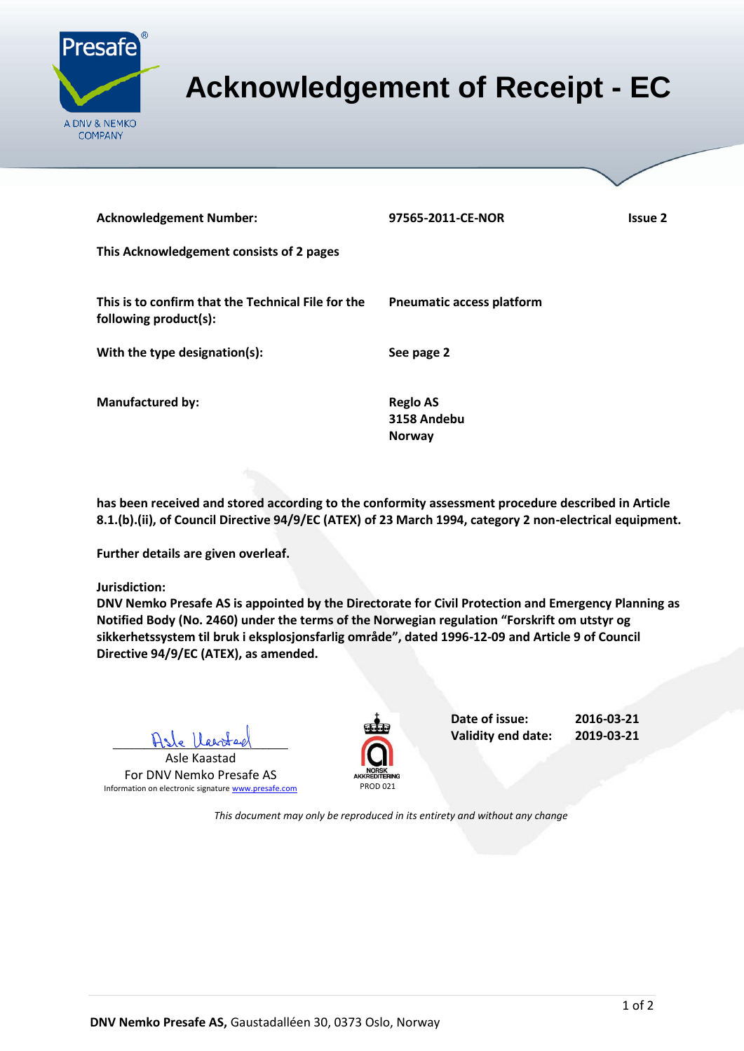# Acknowledgement of Receipt - EC

Presafe
A DNV & NEMKO COMPANY

| | | |
|---|---|---|
| **Acknowledgement Number:** | **97565-2011-CE-NOR** | **Issue 2** |

**This Acknowledgement consists of 2 pages**

| | |
|---|---|
| **This is to confirm that the Technical File for the following product(s):** | **Pneumatic access platform** |
| **With the type designation(s):** | **See page 2** |
| **Manufactured by:** | **Reglo AS**<br>**3158 Andebu**<br>**Norway** |

**has been received and stored according to the conformity assessment procedure described in Article 8.1.(b).(ii), of Council Directive 94/9/EC (ATEX) of 23 March 1994, category 2 non-electrical equipment.**

**Further details are given overleaf.**

**Jurisdiction:**
**DNV Nemko Presafe AS is appointed by the Directorate for Civil Protection and Emergency Planning as Notified Body (No. 2460) under the terms of the Norwegian regulation "Forskrift om utstyr og sikkerhetssystem til bruk i eksplosjonsfarlig område", dated 1996-12-09 and Article 9 of Council Directive 94/9/EC (ATEX), as amended.**

Asle Kaastad
For DNV Nemko Presafe AS
Information on electronic signature www.presafe.com

NORSK AKKREDITERING
PROD 021

| | |
|---|---|
| **Date of issue:** | **2016-03-21** |
| **Validity end date:** | **2019-03-21** |

*This document may only be reproduced in its entirety and without any change*

**DNV Nemko Presafe AS,** Gaustadalléen 30, 0373 Oslo, Norway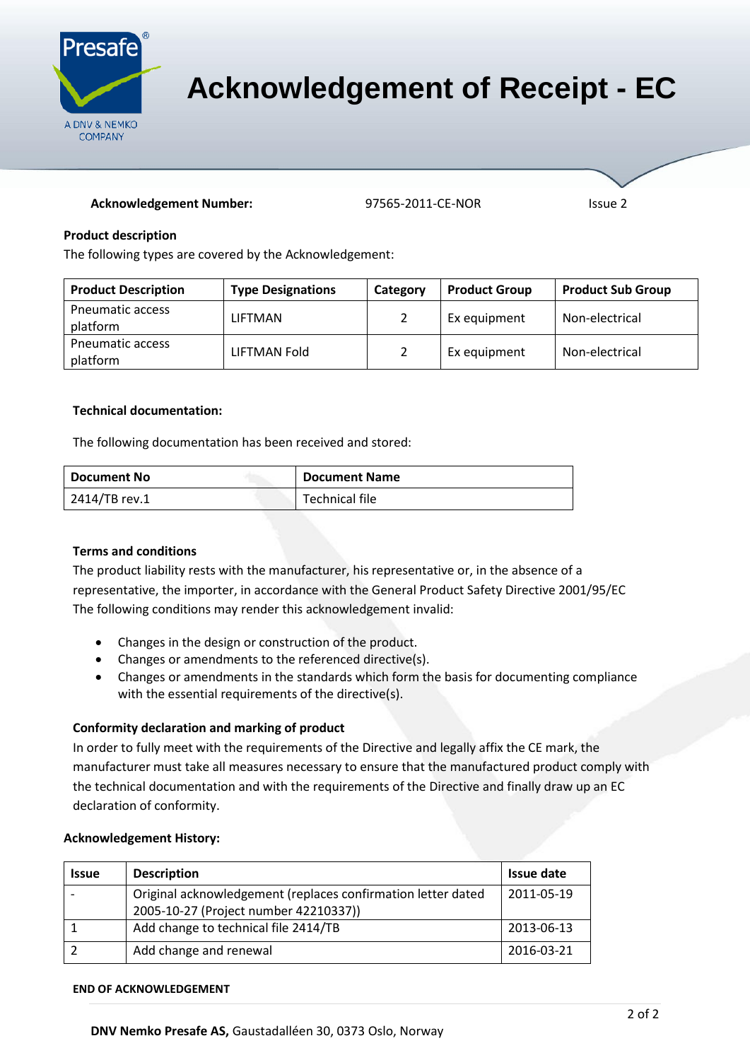# Acknowledgement of Receipt - EC

**Acknowledgement Number:** 97565-2011-CE-NOR Issue 2

**Product description**

The following types are covered by the Acknowledgement:

| Product Description | Type Designations | Category | Product Group | Product Sub Group |
|---|---|---|---|---|
| Pneumatic access platform | LIFTMAN | 2 | Ex equipment | Non-electrical |
| Pneumatic access platform | LIFTMAN Fold | 2 | Ex equipment | Non-electrical |

**Technical documentation:**

The following documentation has been received and stored:

| Document No | Document Name |
|---|---|
| 2414/TB rev.1 | Technical file |

**Terms and conditions**

The product liability rests with the manufacturer, his representative or, in the absence of a representative, the importer, in accordance with the General Product Safety Directive 2001/95/EC
The following conditions may render this acknowledgement invalid:

- Changes in the design or construction of the product.
- Changes or amendments to the referenced directive(s).
- Changes or amendments in the standards which form the basis for documenting compliance with the essential requirements of the directive(s).

**Conformity declaration and marking of product**

In order to fully meet with the requirements of the Directive and legally affix the CE mark, the manufacturer must take all measures necessary to ensure that the manufactured product comply with the technical documentation and with the requirements of the Directive and finally draw up an EC declaration of conformity.

**Acknowledgement History:**

| Issue | Description | Issue date |
|---|---|---|
| - | Original acknowledgement (replaces confirmation letter dated 2005-10-27 (Project number 42210337)) | 2011-05-19 |
| 1 | Add change to technical file 2414/TB | 2013-06-13 |
| 2 | Add change and renewal | 2016-03-21 |

**END OF ACKNOWLEDGEMENT**

**DNV Nemko Presafe AS,** Gaustadalléen 30, 0373 Oslo, Norway